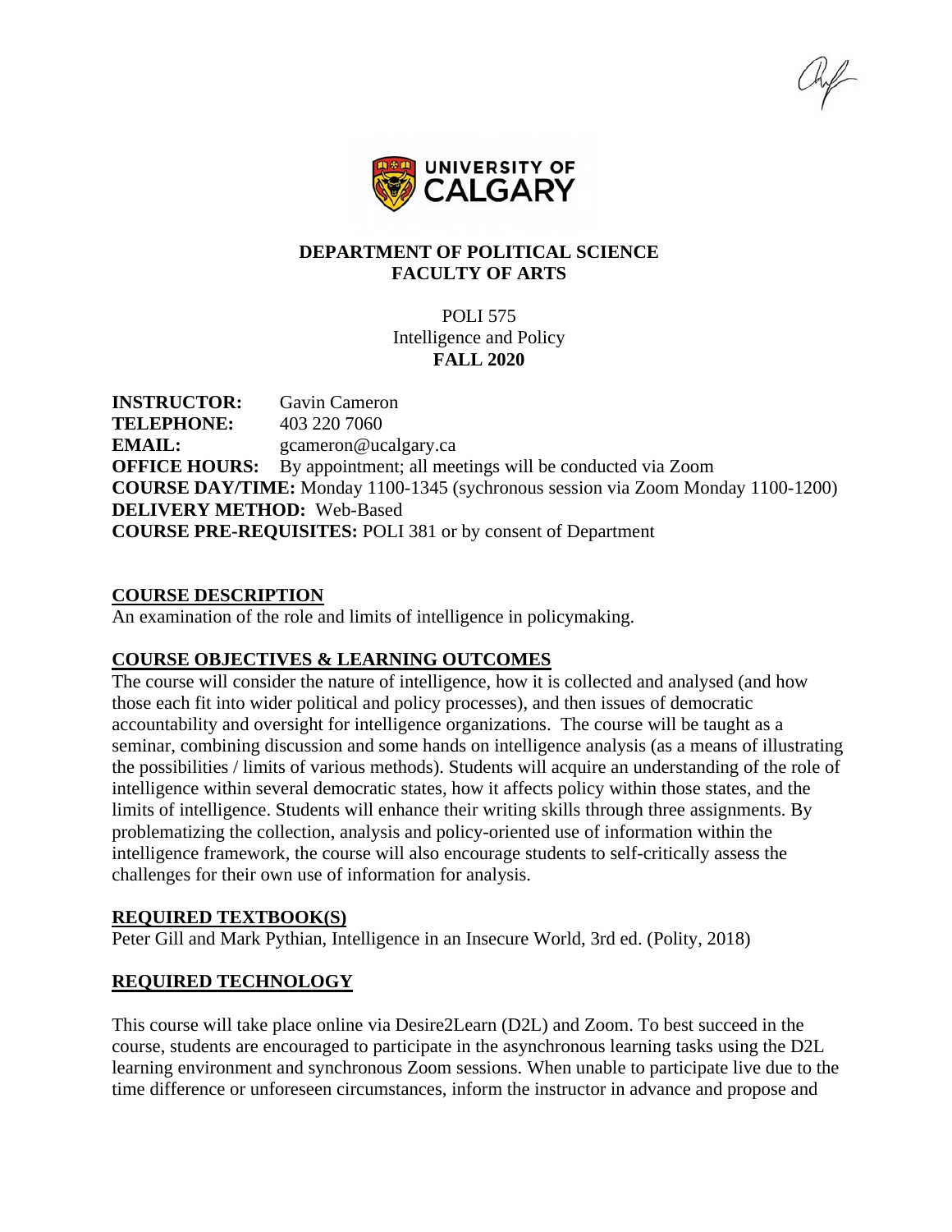**DEPARTMENT OF POLITICAL SCIENCE**
**FACULTY OF ARTS**

POLI 575
Intelligence and Policy
**FALL 2020**

**INSTRUCTOR:** Gavin Cameron
**TELEPHONE:** 403 220 7060
**EMAIL:** gcameron@ucalgary.ca
**OFFICE HOURS:** By appointment; all meetings will be conducted via Zoom
**COURSE DAY/TIME:** Monday 1100-1345 (sychronous session via Zoom Monday 1100-1200)
**DELIVERY METHOD:** Web-Based
**COURSE PRE-REQUISITES:** POLI 381 or by consent of Department

## COURSE DESCRIPTION

An examination of the role and limits of intelligence in policymaking.

## COURSE OBJECTIVES & LEARNING OUTCOMES

The course will consider the nature of intelligence, how it is collected and analysed (and how those each fit into wider political and policy processes), and then issues of democratic accountability and oversight for intelligence organizations. The course will be taught as a seminar, combining discussion and some hands on intelligence analysis (as a means of illustrating the possibilities / limits of various methods). Students will acquire an understanding of the role of intelligence within several democratic states, how it affects policy within those states, and the limits of intelligence. Students will enhance their writing skills through three assignments. By problematizing the collection, analysis and policy-oriented use of information within the intelligence framework, the course will also encourage students to self-critically assess the challenges for their own use of information for analysis.

## REQUIRED TEXTBOOK(S)

Peter Gill and Mark Pythian, Intelligence in an Insecure World, 3rd ed. (Polity, 2018)

## REQUIRED TECHNOLOGY

This course will take place online via Desire2Learn (D2L) and Zoom. To best succeed in the course, students are encouraged to participate in the asynchronous learning tasks using the D2L learning environment and synchronous Zoom sessions. When unable to participate live due to the time difference or unforeseen circumstances, inform the instructor in advance and propose and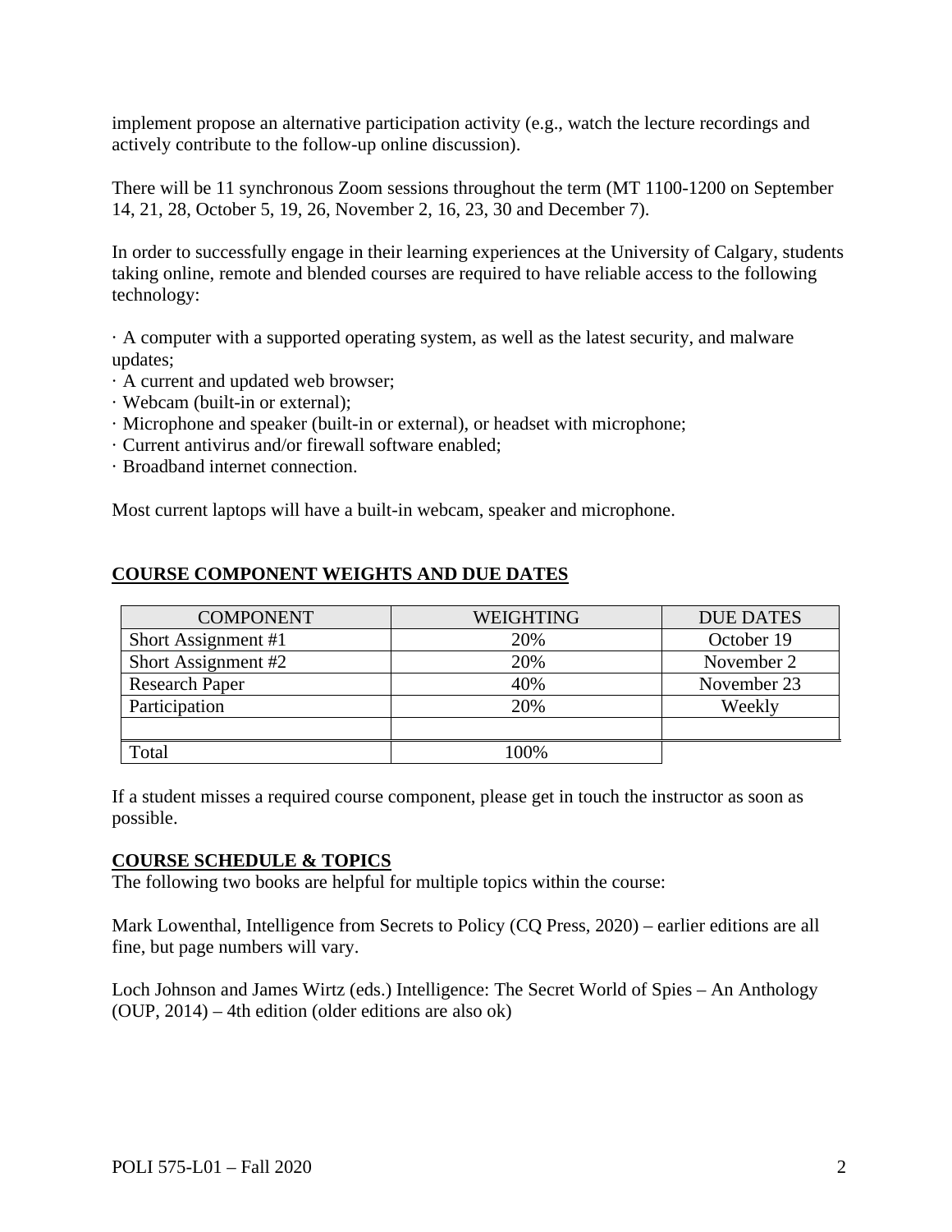implement propose an alternative participation activity (e.g., watch the lecture recordings and actively contribute to the follow-up online discussion).

There will be 11 synchronous Zoom sessions throughout the term (MT 1100-1200 on September 14, 21, 28, October 5, 19, 26, November 2, 16, 23, 30 and December 7).

In order to successfully engage in their learning experiences at the University of Calgary, students taking online, remote and blended courses are required to have reliable access to the following technology:

· A computer with a supported operating system, as well as the latest security, and malware updates;
· A current and updated web browser;
· Webcam (built-in or external);
· Microphone and speaker (built-in or external), or headset with microphone;
· Current antivirus and/or firewall software enabled;
· Broadband internet connection.

Most current laptops will have a built-in webcam, speaker and microphone.

## COURSE COMPONENT WEIGHTS AND DUE DATES

| COMPONENT | WEIGHTING | DUE DATES |
|---|---|---|
| Short Assignment #1 | 20% | October 19 |
| Short Assignment #2 | 20% | November 2 |
| Research Paper | 40% | November 23 |
| Participation | 20% | Weekly |
| | | |
| Total | 100% | |

If a student misses a required course component, please get in touch the instructor as soon as possible.

## COURSE SCHEDULE & TOPICS

The following two books are helpful for multiple topics within the course:

Mark Lowenthal, Intelligence from Secrets to Policy (CQ Press, 2020) – earlier editions are all fine, but page numbers will vary.

Loch Johnson and James Wirtz (eds.) Intelligence: The Secret World of Spies – An Anthology (OUP, 2014) – 4th edition (older editions are also ok)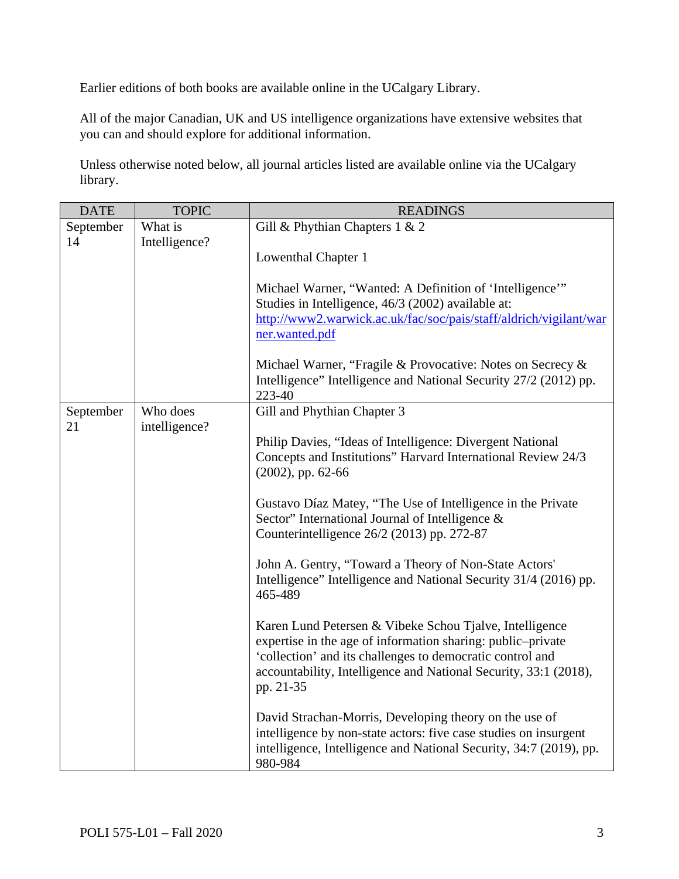Earlier editions of both books are available online in the UCalgary Library.

All of the major Canadian, UK and US intelligence organizations have extensive websites that you can and should explore for additional information.

Unless otherwise noted below, all journal articles listed are available online via the UCalgary library.

| DATE | TOPIC | READINGS |
|---|---|---|
| September 14 | What is Intelligence? | Gill & Phythian Chapters 1 & 2<br><br>Lowenthal Chapter 1<br><br>Michael Warner, "Wanted: A Definition of 'Intelligence'" Studies in Intelligence, 46/3 (2002) available at: [http://www2.warwick.ac.uk/fac/soc/pais/staff/aldrich/vigilant/warner.wanted.pdf](http://www2.warwick.ac.uk/fac/soc/pais/staff/aldrich/vigilant/warner.wanted.pdf)<br><br>Michael Warner, "Fragile & Provocative: Notes on Secrecy & Intelligence" Intelligence and National Security 27/2 (2012) pp. 223-40 |
| September 21 | Who does intelligence? | Gill and Phythian Chapter 3<br><br>Philip Davies, "Ideas of Intelligence: Divergent National Concepts and Institutions" Harvard International Review 24/3 (2002), pp. 62-66<br><br>Gustavo Díaz Matey, "The Use of Intelligence in the Private Sector" International Journal of Intelligence & Counterintelligence 26/2 (2013) pp. 272-87<br><br>John A. Gentry, "Toward a Theory of Non-State Actors' Intelligence" Intelligence and National Security 31/4 (2016) pp. 465-489<br><br>Karen Lund Petersen & Vibeke Schou Tjalve, Intelligence expertise in the age of information sharing: public–private 'collection' and its challenges to democratic control and accountability, Intelligence and National Security, 33:1 (2018), pp. 21-35<br><br>David Strachan-Morris, Developing theory on the use of intelligence by non-state actors: five case studies on insurgent intelligence, Intelligence and National Security, 34:7 (2019), pp. 980-984 |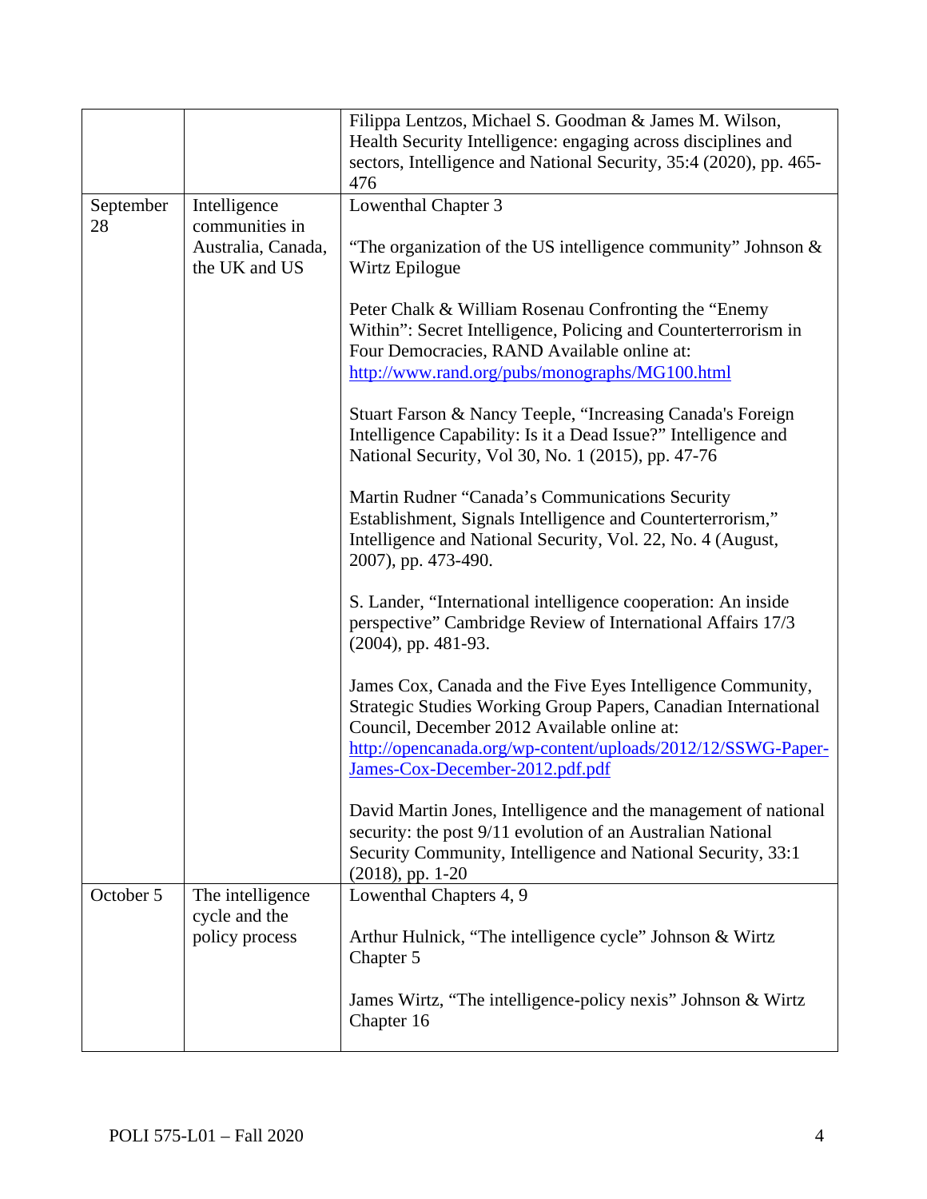| | | |
|---|---|---|
| | | Filippa Lentzos, Michael S. Goodman & James M. Wilson, Health Security Intelligence: engaging across disciplines and sectors, Intelligence and National Security, 35:4 (2020), pp. 465-476 |
| September 28 | Intelligence communities in Australia, Canada, the UK and US | Lowenthal Chapter 3<br><br>"The organization of the US intelligence community" Johnson & Wirtz Epilogue<br><br>Peter Chalk & William Rosenau Confronting the "Enemy Within": Secret Intelligence, Policing and Counterterrorism in Four Democracies, RAND Available online at: [http://www.rand.org/pubs/monographs/MG100.html](http://www.rand.org/pubs/monographs/MG100.html)<br><br>Stuart Farson & Nancy Teeple, "Increasing Canada's Foreign Intelligence Capability: Is it a Dead Issue?" Intelligence and National Security, Vol 30, No. 1 (2015), pp. 47-76<br><br>Martin Rudner "Canada's Communications Security Establishment, Signals Intelligence and Counterterrorism," Intelligence and National Security, Vol. 22, No. 4 (August, 2007), pp. 473-490.<br><br>S. Lander, "International intelligence cooperation: An inside perspective" Cambridge Review of International Affairs 17/3 (2004), pp. 481-93.<br><br>James Cox, Canada and the Five Eyes Intelligence Community, Strategic Studies Working Group Papers, Canadian International Council, December 2012 Available online at: [http://opencanada.org/wp-content/uploads/2012/12/SSWG-Paper-James-Cox-December-2012.pdf.pdf](http://opencanada.org/wp-content/uploads/2012/12/SSWG-Paper-James-Cox-December-2012.pdf.pdf)<br><br>David Martin Jones, Intelligence and the management of national security: the post 9/11 evolution of an Australian National Security Community, Intelligence and National Security, 33:1 (2018), pp. 1-20 |
| October 5 | The intelligence cycle and the policy process | Lowenthal Chapters 4, 9<br><br>Arthur Hulnick, "The intelligence cycle" Johnson & Wirtz Chapter 5<br><br>James Wirtz, "The intelligence-policy nexis" Johnson & Wirtz Chapter 16 |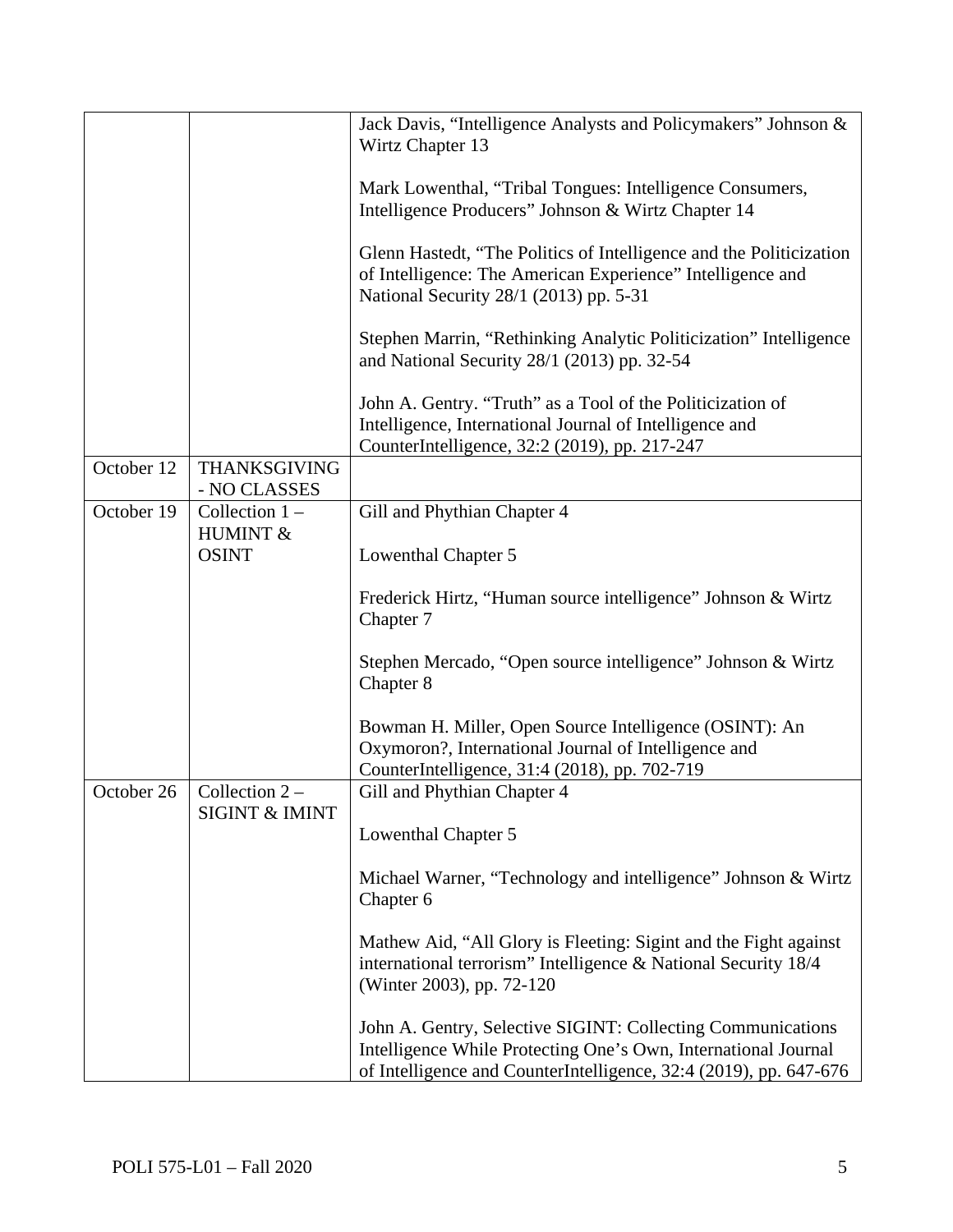| | | |
|---|---|---|
| | | Jack Davis, "Intelligence Analysts and Policymakers" Johnson & Wirtz Chapter 13<br><br>Mark Lowenthal, "Tribal Tongues: Intelligence Consumers, Intelligence Producers" Johnson & Wirtz Chapter 14<br><br>Glenn Hastedt, "The Politics of Intelligence and the Politicization of Intelligence: The American Experience" Intelligence and National Security 28/1 (2013) pp. 5-31<br><br>Stephen Marrin, "Rethinking Analytic Politicization" Intelligence and National Security 28/1 (2013) pp. 32-54<br><br>John A. Gentry. "Truth" as a Tool of the Politicization of Intelligence, International Journal of Intelligence and CounterIntelligence, 32:2 (2019), pp. 217-247 |
| October 12 | THANKSGIVING - NO CLASSES | |
| October 19 | Collection 1 – HUMINT & OSINT | Gill and Phythian Chapter 4<br><br>Lowenthal Chapter 5<br><br>Frederick Hirtz, "Human source intelligence" Johnson & Wirtz Chapter 7<br><br>Stephen Mercado, "Open source intelligence" Johnson & Wirtz Chapter 8<br><br>Bowman H. Miller, Open Source Intelligence (OSINT): An Oxymoron?, International Journal of Intelligence and CounterIntelligence, 31:4 (2018), pp. 702-719 |
| October 26 | Collection 2 – SIGINT & IMINT | Gill and Phythian Chapter 4<br><br>Lowenthal Chapter 5<br><br>Michael Warner, "Technology and intelligence" Johnson & Wirtz Chapter 6<br><br>Mathew Aid, "All Glory is Fleeting: Sigint and the Fight against international terrorism" Intelligence & National Security 18/4 (Winter 2003), pp. 72-120<br><br>John A. Gentry, Selective SIGINT: Collecting Communications Intelligence While Protecting One's Own, International Journal of Intelligence and CounterIntelligence, 32:4 (2019), pp. 647-676 |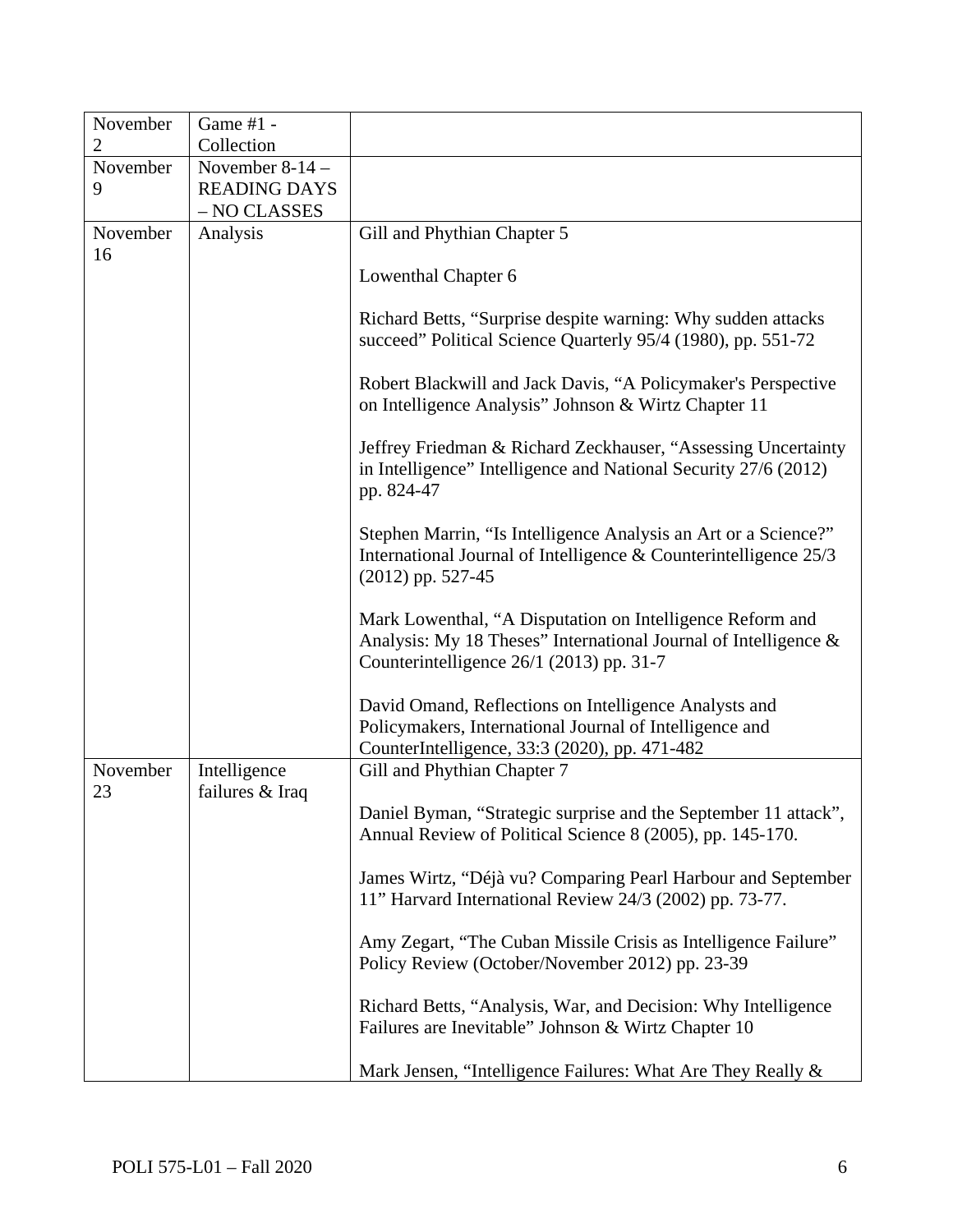| | | |
|---|---|---|
| November 2 | Game #1 - Collection | |
| November 9 | November 8-14 – READING DAYS – NO CLASSES | |
| November 16 | Analysis | Gill and Phythian Chapter 5<br><br>Lowenthal Chapter 6<br><br>Richard Betts, "Surprise despite warning: Why sudden attacks succeed" Political Science Quarterly 95/4 (1980), pp. 551-72<br><br>Robert Blackwill and Jack Davis, "A Policymaker's Perspective on Intelligence Analysis" Johnson & Wirtz Chapter 11<br><br>Jeffrey Friedman & Richard Zeckhauser, "Assessing Uncertainty in Intelligence" Intelligence and National Security 27/6 (2012) pp. 824-47<br><br>Stephen Marrin, "Is Intelligence Analysis an Art or a Science?" International Journal of Intelligence & Counterintelligence 25/3 (2012) pp. 527-45<br><br>Mark Lowenthal, "A Disputation on Intelligence Reform and Analysis: My 18 Theses" International Journal of Intelligence & Counterintelligence 26/1 (2013) pp. 31-7<br><br>David Omand, Reflections on Intelligence Analysts and Policymakers, International Journal of Intelligence and CounterIntelligence, 33:3 (2020), pp. 471-482 |
| November 23 | Intelligence failures & Iraq | Gill and Phythian Chapter 7<br><br>Daniel Byman, "Strategic surprise and the September 11 attack", Annual Review of Political Science 8 (2005), pp. 145-170.<br><br>James Wirtz, "Déjà vu? Comparing Pearl Harbour and September 11" Harvard International Review 24/3 (2002) pp. 73-77.<br><br>Amy Zegart, "The Cuban Missile Crisis as Intelligence Failure" Policy Review (October/November 2012) pp. 23-39<br><br>Richard Betts, "Analysis, War, and Decision: Why Intelligence Failures are Inevitable" Johnson & Wirtz Chapter 10<br><br>Mark Jensen, "Intelligence Failures: What Are They Really & |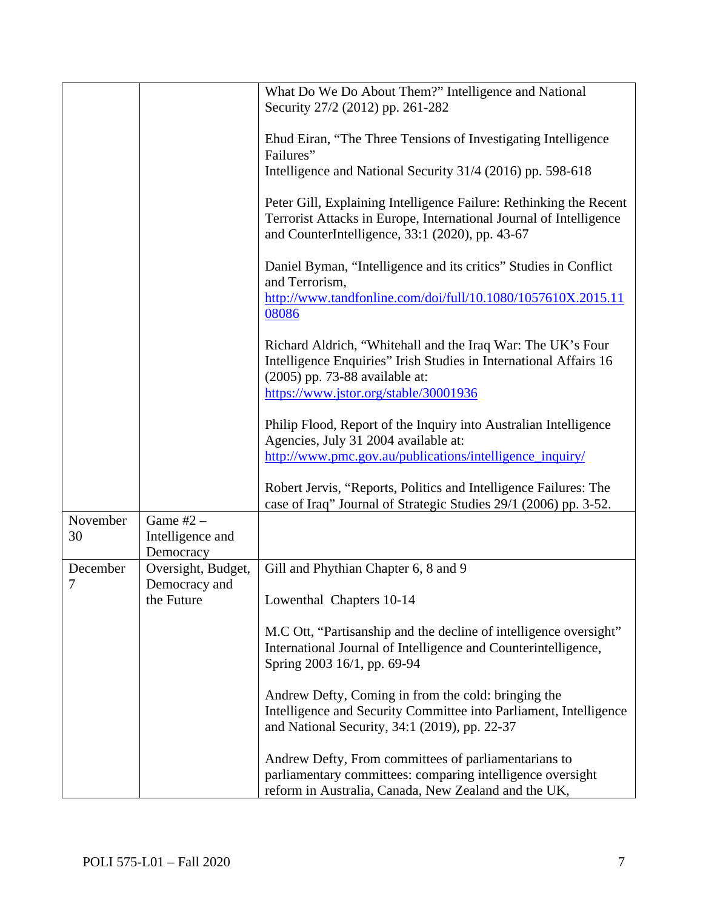| | | |
|---|---|---|
| | | What Do We Do About Them?" Intelligence and National Security 27/2 (2012) pp. 261-282<br><br>Ehud Eiran, "The Three Tensions of Investigating Intelligence Failures" Intelligence and National Security 31/4 (2016) pp. 598-618<br><br>Peter Gill, Explaining Intelligence Failure: Rethinking the Recent Terrorist Attacks in Europe, International Journal of Intelligence and CounterIntelligence, 33:1 (2020), pp. 43-67<br><br>Daniel Byman, "Intelligence and its critics" Studies in Conflict and Terrorism, [http://www.tandfonline.com/doi/full/10.1080/1057610X.2015.1108086](http://www.tandfonline.com/doi/full/10.1080/1057610X.2015.1108086)<br><br>Richard Aldrich, "Whitehall and the Iraq War: The UK's Four Intelligence Enquiries" Irish Studies in International Affairs 16 (2005) pp. 73-88 available at: [https://www.jstor.org/stable/30001936](https://www.jstor.org/stable/30001936)<br><br>Philip Flood, Report of the Inquiry into Australian Intelligence Agencies, July 31 2004 available at: [http://www.pmc.gov.au/publications/intelligence_inquiry/](http://www.pmc.gov.au/publications/intelligence_inquiry/)<br><br>Robert Jervis, "Reports, Politics and Intelligence Failures: The case of Iraq" Journal of Strategic Studies 29/1 (2006) pp. 3-52. |
| November 30 | Game #2 – Intelligence and Democracy | |
| December 7 | Oversight, Budget, Democracy and the Future | Gill and Phythian Chapter 6, 8 and 9<br><br>Lowenthal Chapters 10-14<br><br>M.C Ott, "Partisanship and the decline of intelligence oversight" International Journal of Intelligence and Counterintelligence, Spring 2003 16/1, pp. 69-94<br><br>Andrew Defty, Coming in from the cold: bringing the Intelligence and Security Committee into Parliament, Intelligence and National Security, 34:1 (2019), pp. 22-37<br><br>Andrew Defty, From committees of parliamentarians to parliamentary committees: comparing intelligence oversight reform in Australia, Canada, New Zealand and the UK, |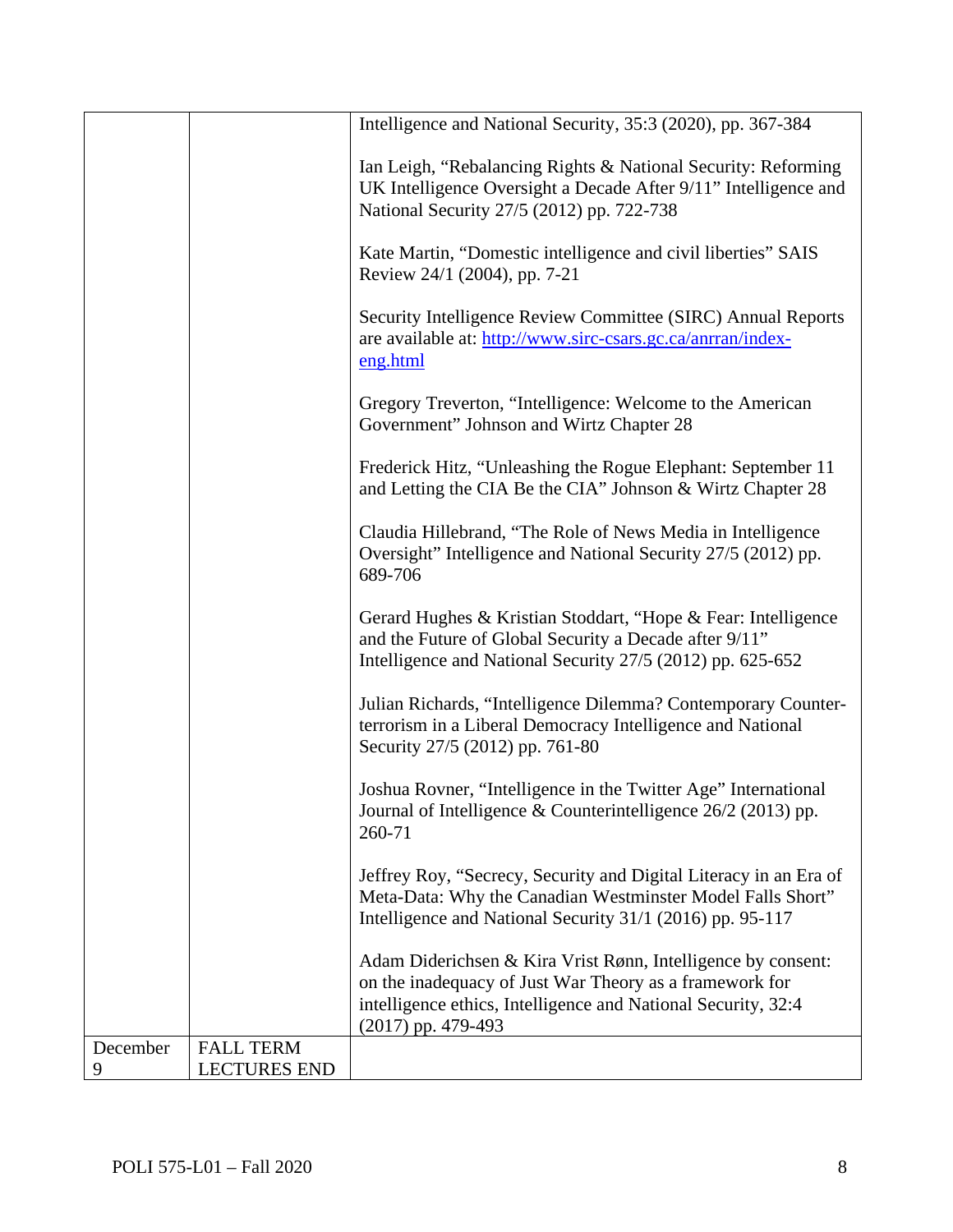| | | |
|---|---|---|
| | | Intelligence and National Security, 35:3 (2020), pp. 367-384<br><br>Ian Leigh, "Rebalancing Rights & National Security: Reforming UK Intelligence Oversight a Decade After 9/11" Intelligence and National Security 27/5 (2012) pp. 722-738<br><br>Kate Martin, "Domestic intelligence and civil liberties" SAIS Review 24/1 (2004), pp. 7-21<br><br>Security Intelligence Review Committee (SIRC) Annual Reports are available at: [http://www.sirc-csars.gc.ca/anrran/index-eng.html](http://www.sirc-csars.gc.ca/anrran/index-eng.html)<br><br>Gregory Treverton, "Intelligence: Welcome to the American Government" Johnson and Wirtz Chapter 28<br><br>Frederick Hitz, "Unleashing the Rogue Elephant: September 11 and Letting the CIA Be the CIA" Johnson & Wirtz Chapter 28<br><br>Claudia Hillebrand, "The Role of News Media in Intelligence Oversight" Intelligence and National Security 27/5 (2012) pp. 689-706<br><br>Gerard Hughes & Kristian Stoddart, "Hope & Fear: Intelligence and the Future of Global Security a Decade after 9/11" Intelligence and National Security 27/5 (2012) pp. 625-652<br><br>Julian Richards, "Intelligence Dilemma? Contemporary Counter-terrorism in a Liberal Democracy Intelligence and National Security 27/5 (2012) pp. 761-80<br><br>Joshua Rovner, "Intelligence in the Twitter Age" International Journal of Intelligence & Counterintelligence 26/2 (2013) pp. 260-71<br><br>Jeffrey Roy, "Secrecy, Security and Digital Literacy in an Era of Meta-Data: Why the Canadian Westminster Model Falls Short" Intelligence and National Security 31/1 (2016) pp. 95-117<br><br>Adam Diderichsen & Kira Vrist Rønn, Intelligence by consent: on the inadequacy of Just War Theory as a framework for intelligence ethics, Intelligence and National Security, 32:4 (2017) pp. 479-493 |
| December 9 | FALL TERM LECTURES END | |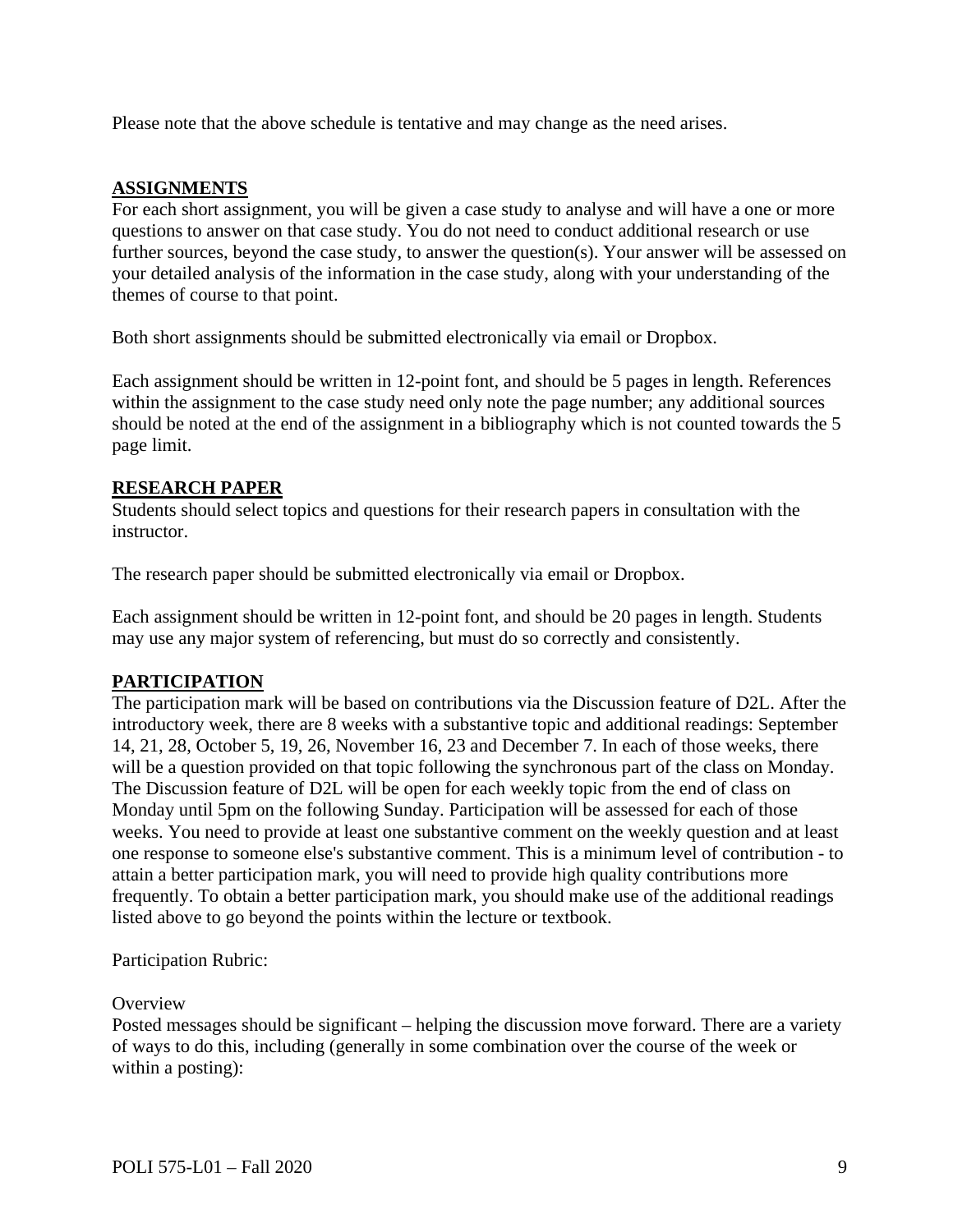Please note that the above schedule is tentative and may change as the need arises.

## ASSIGNMENTS

For each short assignment, you will be given a case study to analyse and will have a one or more questions to answer on that case study. You do not need to conduct additional research or use further sources, beyond the case study, to answer the question(s). Your answer will be assessed on your detailed analysis of the information in the case study, along with your understanding of the themes of course to that point.

Both short assignments should be submitted electronically via email or Dropbox.

Each assignment should be written in 12-point font, and should be 5 pages in length. References within the assignment to the case study need only note the page number; any additional sources should be noted at the end of the assignment in a bibliography which is not counted towards the 5 page limit.

## RESEARCH PAPER

Students should select topics and questions for their research papers in consultation with the instructor.

The research paper should be submitted electronically via email or Dropbox.

Each assignment should be written in 12-point font, and should be 20 pages in length. Students may use any major system of referencing, but must do so correctly and consistently.

## PARTICIPATION

The participation mark will be based on contributions via the Discussion feature of D2L. After the introductory week, there are 8 weeks with a substantive topic and additional readings: September 14, 21, 28, October 5, 19, 26, November 16, 23 and December 7. In each of those weeks, there will be a question provided on that topic following the synchronous part of the class on Monday. The Discussion feature of D2L will be open for each weekly topic from the end of class on Monday until 5pm on the following Sunday. Participation will be assessed for each of those weeks. You need to provide at least one substantive comment on the weekly question and at least one response to someone else's substantive comment. This is a minimum level of contribution - to attain a better participation mark, you will need to provide high quality contributions more frequently. To obtain a better participation mark, you should make use of the additional readings listed above to go beyond the points within the lecture or textbook.

Participation Rubric:

Overview

Posted messages should be significant – helping the discussion move forward. There are a variety of ways to do this, including (generally in some combination over the course of the week or within a posting):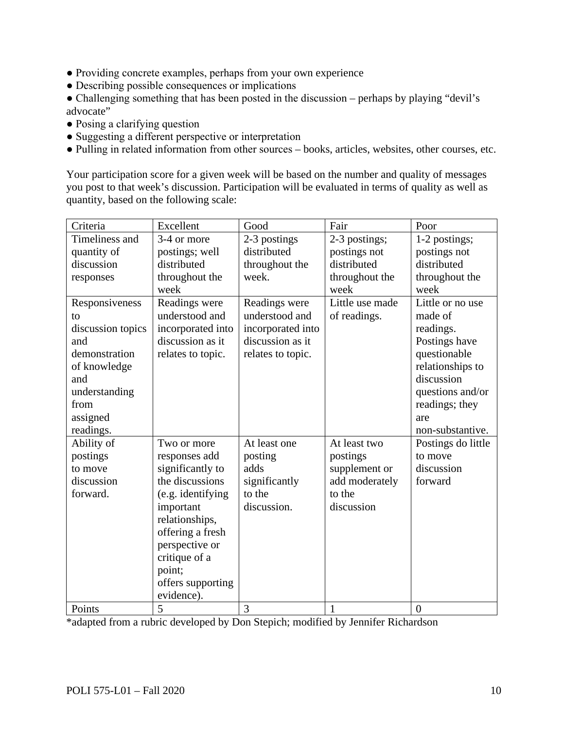- Providing concrete examples, perhaps from your own experience
- Describing possible consequences or implications
- Challenging something that has been posted in the discussion – perhaps by playing "devil's advocate"
- Posing a clarifying question
- Suggesting a different perspective or interpretation
- Pulling in related information from other sources – books, articles, websites, other courses, etc.

Your participation score for a given week will be based on the number and quality of messages you post to that week's discussion. Participation will be evaluated in terms of quality as well as quantity, based on the following scale:

| Criteria | Excellent | Good | Fair | Poor |
|---|---|---|---|---|
| Timeliness and quantity of discussion responses | 3-4 or more postings; well distributed throughout the week | 2-3 postings distributed throughout the week. | 2-3 postings; postings not distributed throughout the week | 1-2 postings; postings not distributed throughout the week |
| Responsiveness to discussion topics and demonstration of knowledge and understanding from assigned readings. | Readings were understood and incorporated into discussion as it relates to topic. | Readings were understood and incorporated into discussion as it relates to topic. | Little use made of readings. | Little or no use made of readings. Postings have questionable relationships to discussion questions and/or readings; they are non-substantive. |
| Ability of postings to move discussion forward. | Two or more responses add significantly to the discussions (e.g. identifying important relationships, offering a fresh perspective or critique of a point; offers supporting evidence). | At least one posting adds significantly to the discussion. | At least two postings supplement or add moderately to the discussion | Postings do little to move discussion forward |
| Points | 5 | 3 | 1 | 0 |

*adapted from a rubric developed by Don Stepich; modified by Jennifer Richardson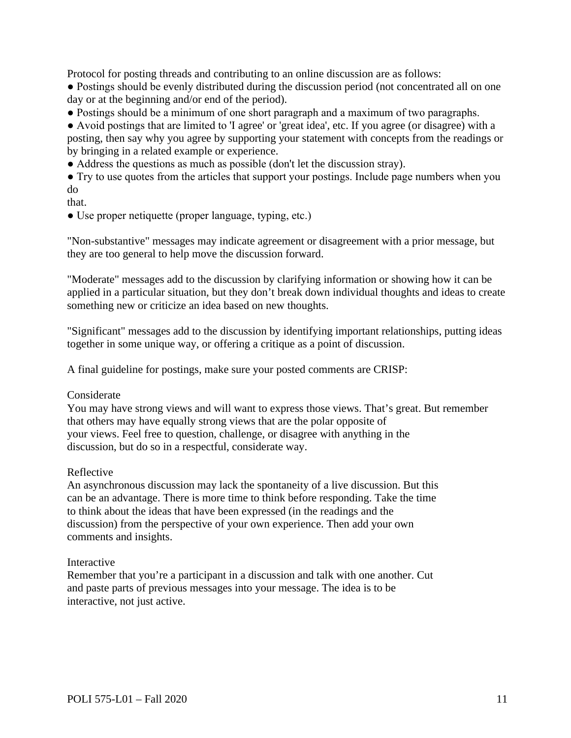Protocol for posting threads and contributing to an online discussion are as follows:

- Postings should be evenly distributed during the discussion period (not concentrated all on one day or at the beginning and/or end of the period).
- Postings should be a minimum of one short paragraph and a maximum of two paragraphs.
- Avoid postings that are limited to 'I agree' or 'great idea', etc. If you agree (or disagree) with a posting, then say why you agree by supporting your statement with concepts from the readings or by bringing in a related example or experience.
- Address the questions as much as possible (don't let the discussion stray).
- Try to use quotes from the articles that support your postings. Include page numbers when you do that.
- Use proper netiquette (proper language, typing, etc.)

"Non-substantive" messages may indicate agreement or disagreement with a prior message, but they are too general to help move the discussion forward.

"Moderate" messages add to the discussion by clarifying information or showing how it can be applied in a particular situation, but they don't break down individual thoughts and ideas to create something new or criticize an idea based on new thoughts.

"Significant" messages add to the discussion by identifying important relationships, putting ideas together in some unique way, or offering a critique as a point of discussion.

A final guideline for postings, make sure your posted comments are CRISP:

Considerate
You may have strong views and will want to express those views. That's great. But remember that others may have equally strong views that are the polar opposite of your views. Feel free to question, challenge, or disagree with anything in the discussion, but do so in a respectful, considerate way.

Reflective
An asynchronous discussion may lack the spontaneity of a live discussion. But this can be an advantage. There is more time to think before responding. Take the time to think about the ideas that have been expressed (in the readings and the discussion) from the perspective of your own experience. Then add your own comments and insights.

Interactive
Remember that you're a participant in a discussion and talk with one another. Cut and paste parts of previous messages into your message. The idea is to be interactive, not just active.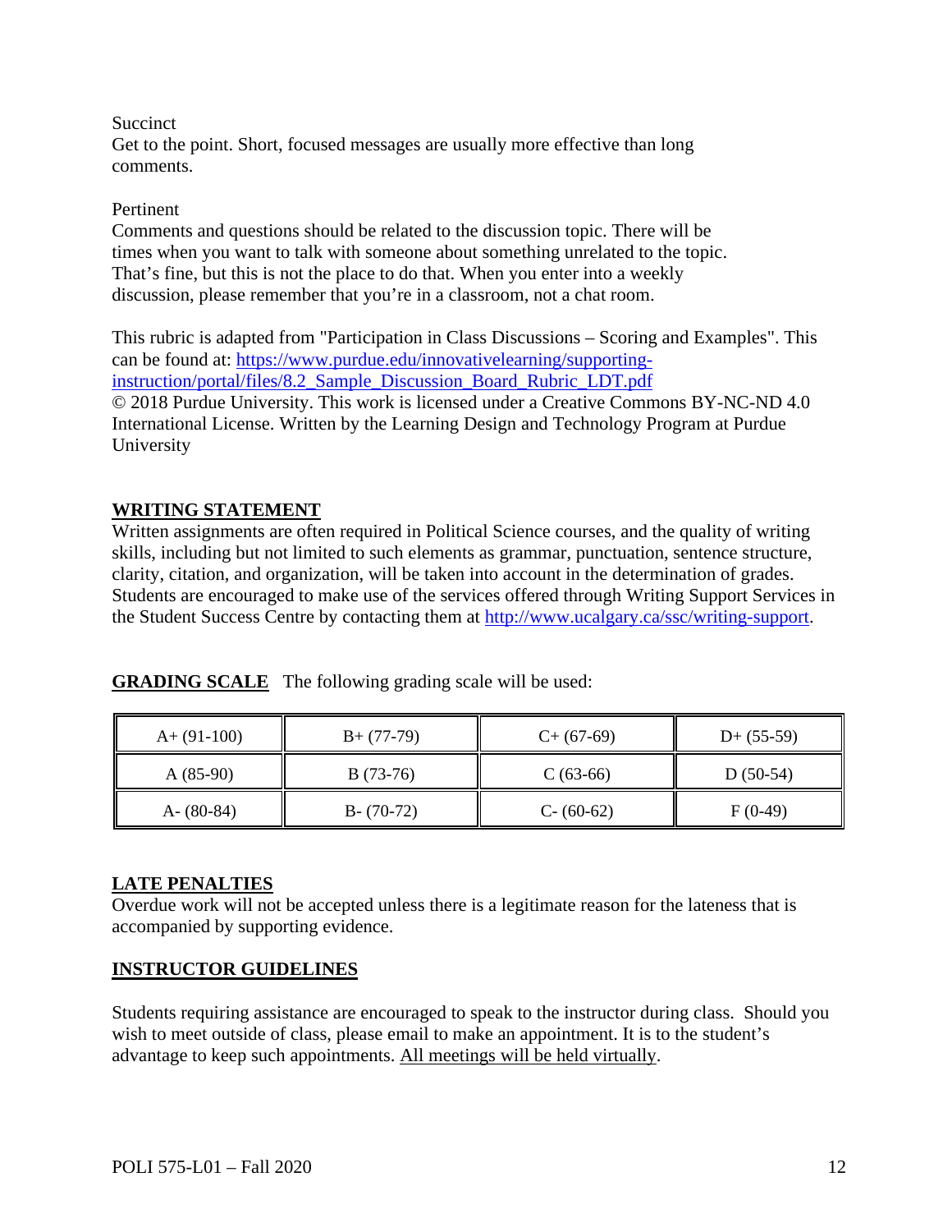Succinct
Get to the point. Short, focused messages are usually more effective than long comments.

Pertinent
Comments and questions should be related to the discussion topic. There will be times when you want to talk with someone about something unrelated to the topic. That's fine, but this is not the place to do that. When you enter into a weekly discussion, please remember that you're in a classroom, not a chat room.

This rubric is adapted from "Participation in Class Discussions – Scoring and Examples". This can be found at: [https://www.purdue.edu/innovativelearning/supporting-instruction/portal/files/8.2_Sample_Discussion_Board_Rubric_LDT.pdf](https://www.purdue.edu/innovativelearning/supporting-instruction/portal/files/8.2_Sample_Discussion_Board_Rubric_LDT.pdf)
© 2018 Purdue University. This work is licensed under a Creative Commons BY-NC-ND 4.0 International License. Written by the Learning Design and Technology Program at Purdue University

## WRITING STATEMENT

Written assignments are often required in Political Science courses, and the quality of writing skills, including but not limited to such elements as grammar, punctuation, sentence structure, clarity, citation, and organization, will be taken into account in the determination of grades. Students are encouraged to make use of the services offered through Writing Support Services in the Student Success Centre by contacting them at [http://www.ucalgary.ca/ssc/writing-support](http://www.ucalgary.ca/ssc/writing-support).

## GRADING SCALE

The following grading scale will be used:

| | | | |
|---|---|---|---|
| A+ (91-100) | B+ (77-79) | C+ (67-69) | D+ (55-59) |
| A (85-90) | B (73-76) | C (63-66) | D (50-54) |
| A- (80-84) | B- (70-72) | C- (60-62) | F (0-49) |

## LATE PENALTIES

Overdue work will not be accepted unless there is a legitimate reason for the lateness that is accompanied by supporting evidence.

## INSTRUCTOR GUIDELINES

Students requiring assistance are encouraged to speak to the instructor during class. Should you wish to meet outside of class, please email to make an appointment. It is to the student's advantage to keep such appointments. All meetings will be held virtually.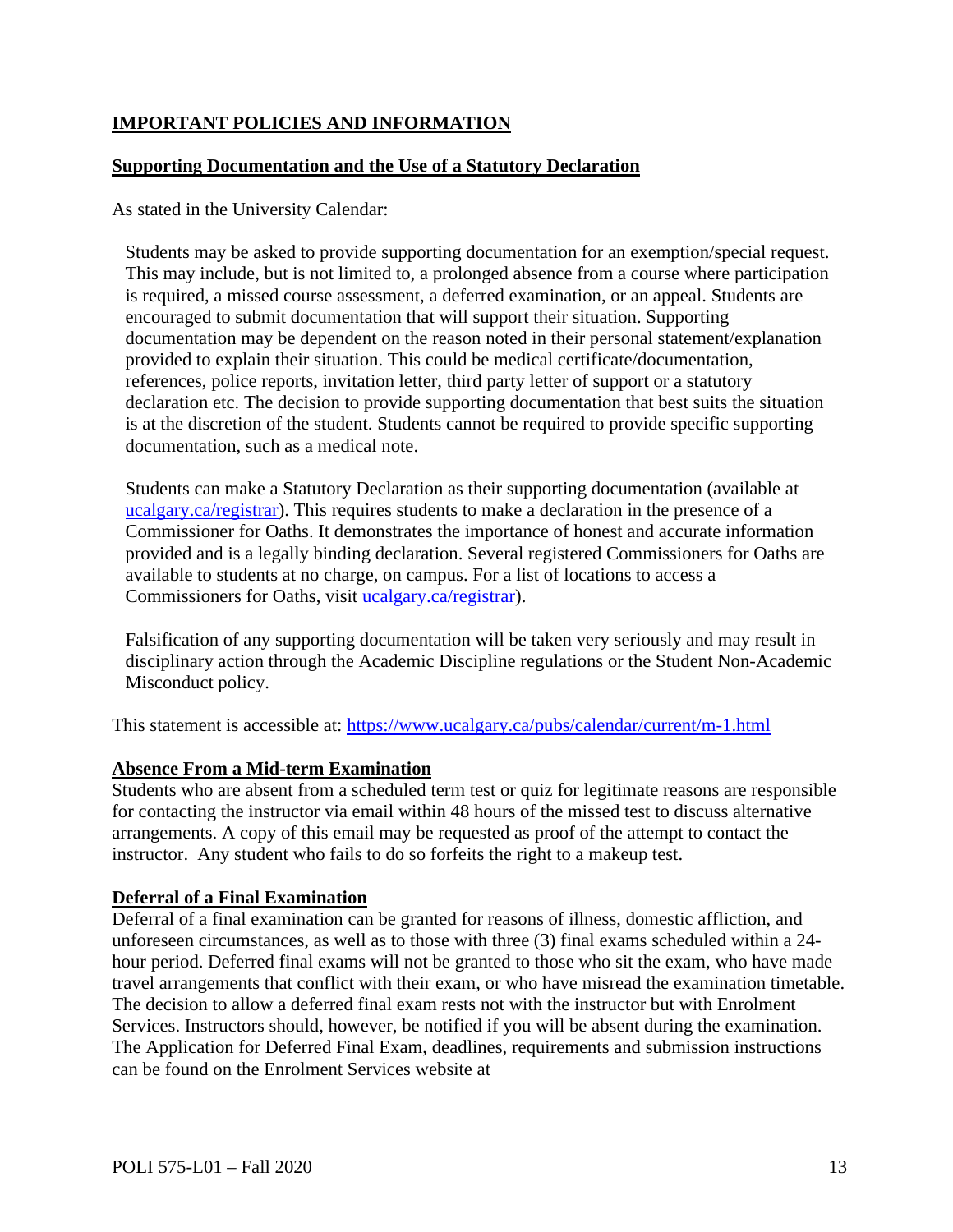## IMPORTANT POLICIES AND INFORMATION

### Supporting Documentation and the Use of a Statutory Declaration

As stated in the University Calendar:

> Students may be asked to provide supporting documentation for an exemption/special request. This may include, but is not limited to, a prolonged absence from a course where participation is required, a missed course assessment, a deferred examination, or an appeal. Students are encouraged to submit documentation that will support their situation. Supporting documentation may be dependent on the reason noted in their personal statement/explanation provided to explain their situation. This could be medical certificate/documentation, references, police reports, invitation letter, third party letter of support or a statutory declaration etc. The decision to provide supporting documentation that best suits the situation is at the discretion of the student. Students cannot be required to provide specific supporting documentation, such as a medical note.
>
> Students can make a Statutory Declaration as their supporting documentation (available at [ucalgary.ca/registrar](ucalgary.ca/registrar)). This requires students to make a declaration in the presence of a Commissioner for Oaths. It demonstrates the importance of honest and accurate information provided and is a legally binding declaration. Several registered Commissioners for Oaths are available to students at no charge, on campus. For a list of locations to access a Commissioners for Oaths, visit [ucalgary.ca/registrar](ucalgary.ca/registrar)).
>
> Falsification of any supporting documentation will be taken very seriously and may result in disciplinary action through the Academic Discipline regulations or the Student Non-Academic Misconduct policy.

This statement is accessible at: https://www.ucalgary.ca/pubs/calendar/current/m-1.html

### Absence From a Mid-term Examination

Students who are absent from a scheduled term test or quiz for legitimate reasons are responsible for contacting the instructor via email within 48 hours of the missed test to discuss alternative arrangements. A copy of this email may be requested as proof of the attempt to contact the instructor. Any student who fails to do so forfeits the right to a makeup test.

### Deferral of a Final Examination

Deferral of a final examination can be granted for reasons of illness, domestic affliction, and unforeseen circumstances, as well as to those with three (3) final exams scheduled within a 24-hour period. Deferred final exams will not be granted to those who sit the exam, who have made travel arrangements that conflict with their exam, or who have misread the examination timetable. The decision to allow a deferred final exam rests not with the instructor but with Enrolment Services. Instructors should, however, be notified if you will be absent during the examination. The Application for Deferred Final Exam, deadlines, requirements and submission instructions can be found on the Enrolment Services website at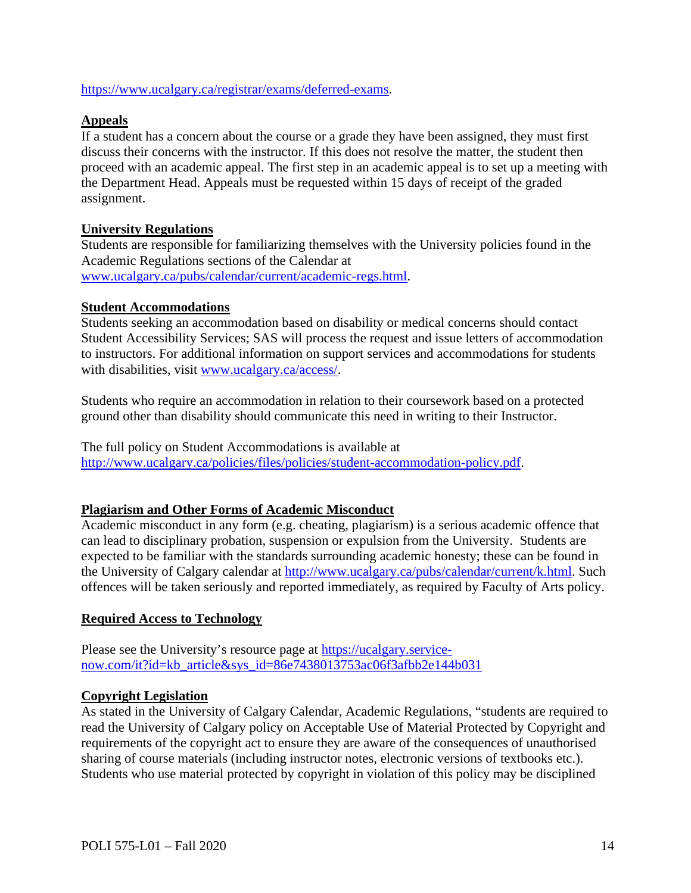https://www.ucalgary.ca/registrar/exams/deferred-exams.

**Appeals**

If a student has a concern about the course or a grade they have been assigned, they must first discuss their concerns with the instructor. If this does not resolve the matter, the student then proceed with an academic appeal. The first step in an academic appeal is to set up a meeting with the Department Head. Appeals must be requested within 15 days of receipt of the graded assignment.

**University Regulations**

Students are responsible for familiarizing themselves with the University policies found in the Academic Regulations sections of the Calendar at www.ucalgary.ca/pubs/calendar/current/academic-regs.html.

**Student Accommodations**

Students seeking an accommodation based on disability or medical concerns should contact Student Accessibility Services; SAS will process the request and issue letters of accommodation to instructors. For additional information on support services and accommodations for students with disabilities, visit www.ucalgary.ca/access/.

Students who require an accommodation in relation to their coursework based on a protected ground other than disability should communicate this need in writing to their Instructor.

The full policy on Student Accommodations is available at http://www.ucalgary.ca/policies/files/policies/student-accommodation-policy.pdf.

**Plagiarism and Other Forms of Academic Misconduct**

Academic misconduct in any form (e.g. cheating, plagiarism) is a serious academic offence that can lead to disciplinary probation, suspension or expulsion from the University. Students are expected to be familiar with the standards surrounding academic honesty; these can be found in the University of Calgary calendar at http://www.ucalgary.ca/pubs/calendar/current/k.html. Such offences will be taken seriously and reported immediately, as required by Faculty of Arts policy.

**Required Access to Technology**

Please see the University's resource page at https://ucalgary.service-now.com/it?id=kb_article&sys_id=86e7438013753ac06f3afbb2e144b031

**Copyright Legislation**

As stated in the University of Calgary Calendar, Academic Regulations, "students are required to read the University of Calgary policy on Acceptable Use of Material Protected by Copyright and requirements of the copyright act to ensure they are aware of the consequences of unauthorised sharing of course materials (including instructor notes, electronic versions of textbooks etc.). Students who use material protected by copyright in violation of this policy may be disciplined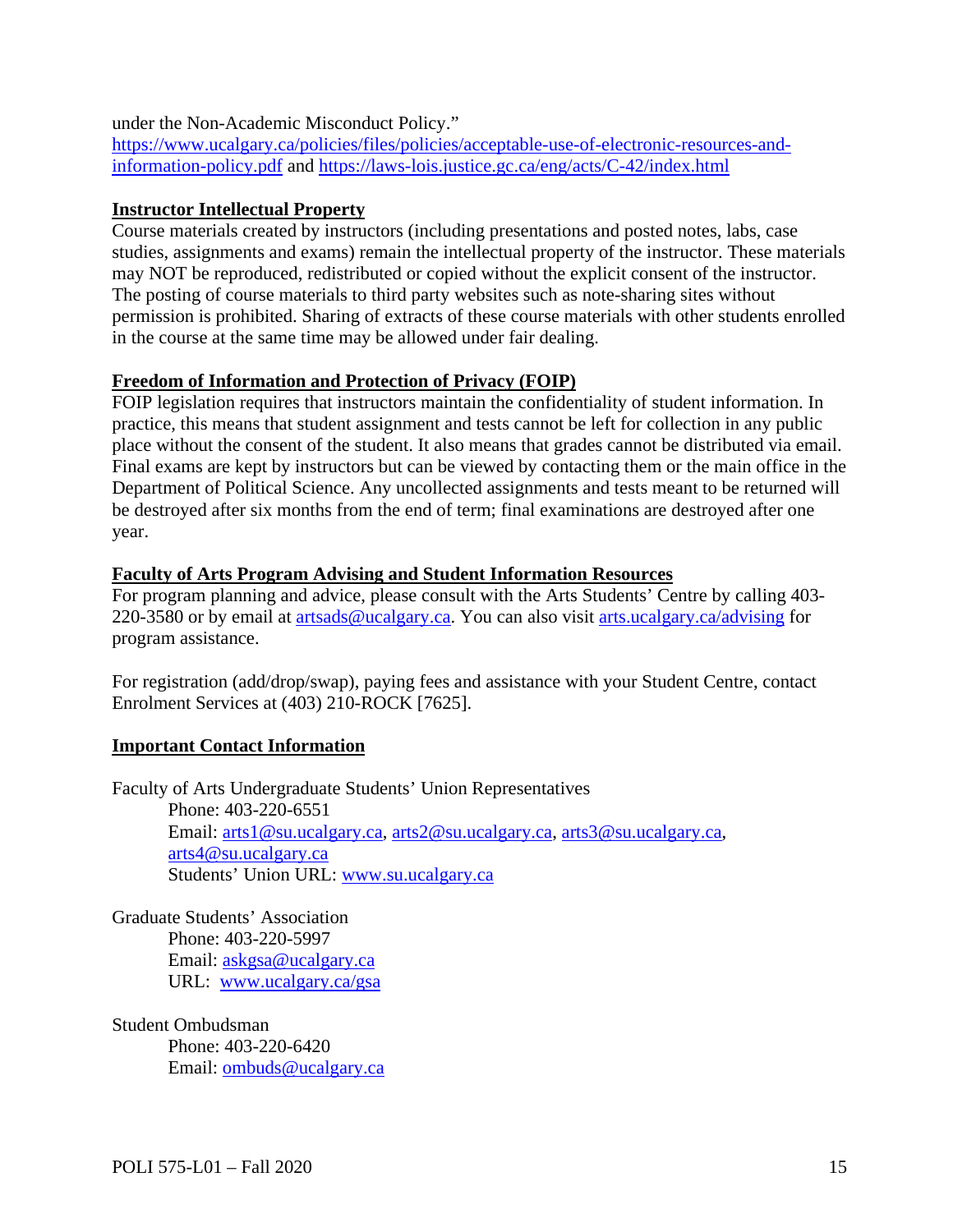under the Non-Academic Misconduct Policy."
https://www.ucalgary.ca/policies/files/policies/acceptable-use-of-electronic-resources-and-information-policy.pdf and https://laws-lois.justice.gc.ca/eng/acts/C-42/index.html

**Instructor Intellectual Property**

Course materials created by instructors (including presentations and posted notes, labs, case studies, assignments and exams) remain the intellectual property of the instructor. These materials may NOT be reproduced, redistributed or copied without the explicit consent of the instructor. The posting of course materials to third party websites such as note-sharing sites without permission is prohibited. Sharing of extracts of these course materials with other students enrolled in the course at the same time may be allowed under fair dealing.

**Freedom of Information and Protection of Privacy (FOIP)**

FOIP legislation requires that instructors maintain the confidentiality of student information. In practice, this means that student assignment and tests cannot be left for collection in any public place without the consent of the student. It also means that grades cannot be distributed via email. Final exams are kept by instructors but can be viewed by contacting them or the main office in the Department of Political Science. Any uncollected assignments and tests meant to be returned will be destroyed after six months from the end of term; final examinations are destroyed after one year.

**Faculty of Arts Program Advising and Student Information Resources**

For program planning and advice, please consult with the Arts Students' Centre by calling 403-220-3580 or by email at artsads@ucalgary.ca. You can also visit arts.ucalgary.ca/advising for program assistance.

For registration (add/drop/swap), paying fees and assistance with your Student Centre, contact Enrolment Services at (403) 210-ROCK [7625].

**Important Contact Information**

Faculty of Arts Undergraduate Students' Union Representatives
Phone: 403-220-6551
Email: arts1@su.ucalgary.ca, arts2@su.ucalgary.ca, arts3@su.ucalgary.ca, arts4@su.ucalgary.ca
Students' Union URL: www.su.ucalgary.ca

Graduate Students' Association
Phone: 403-220-5997
Email: askgsa@ucalgary.ca
URL: www.ucalgary.ca/gsa

Student Ombudsman
Phone: 403-220-6420
Email: ombuds@ucalgary.ca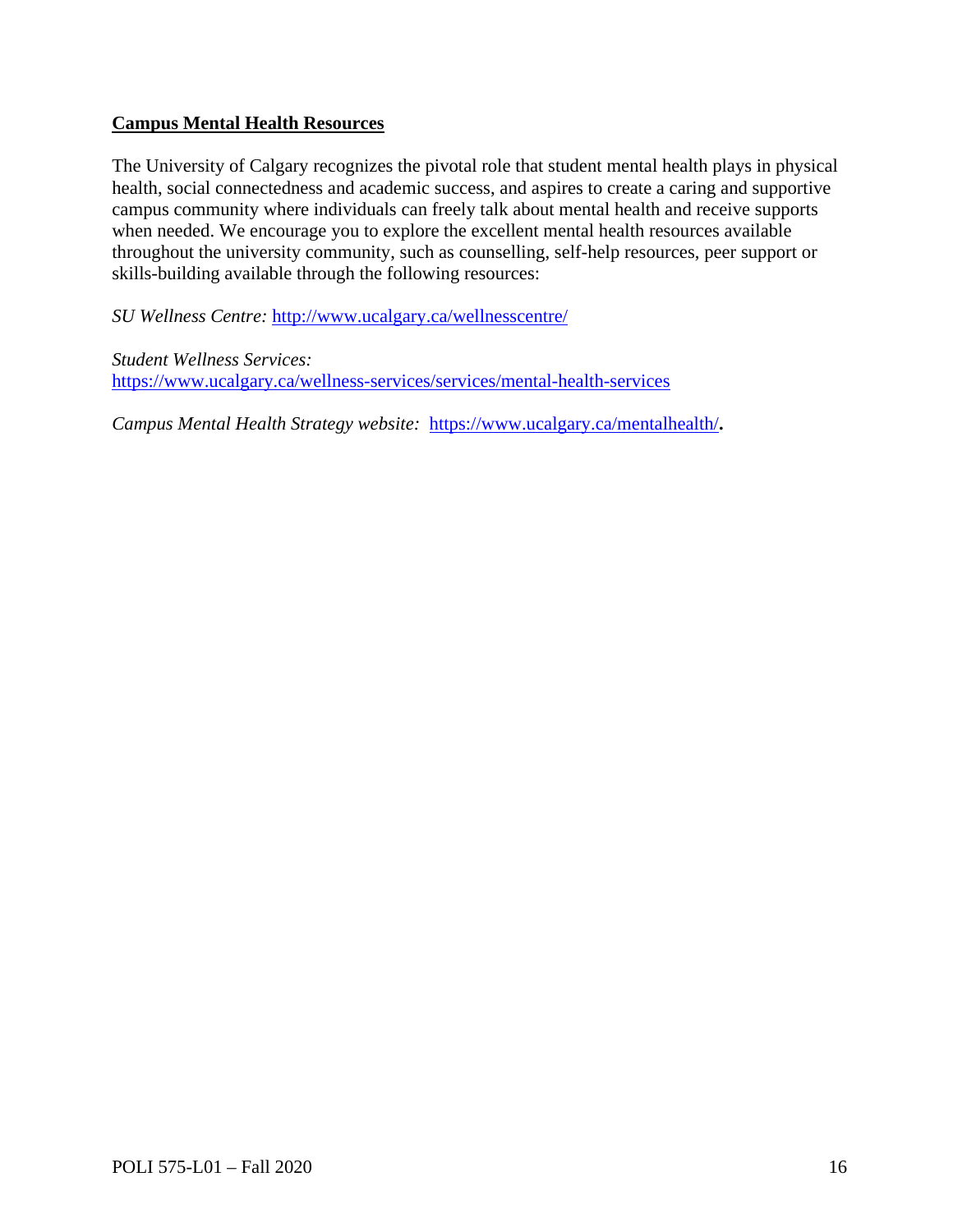## **Campus Mental Health Resources**

The University of Calgary recognizes the pivotal role that student mental health plays in physical health, social connectedness and academic success, and aspires to create a caring and supportive campus community where individuals can freely talk about mental health and receive supports when needed. We encourage you to explore the excellent mental health resources available throughout the university community, such as counselling, self-help resources, peer support or skills-building available through the following resources:

*SU Wellness Centre:* http://www.ucalgary.ca/wellnesscentre/

*Student Wellness Services:*
https://www.ucalgary.ca/wellness-services/services/mental-health-services

*Campus Mental Health Strategy website:* https://www.ucalgary.ca/mentalhealth/**.**